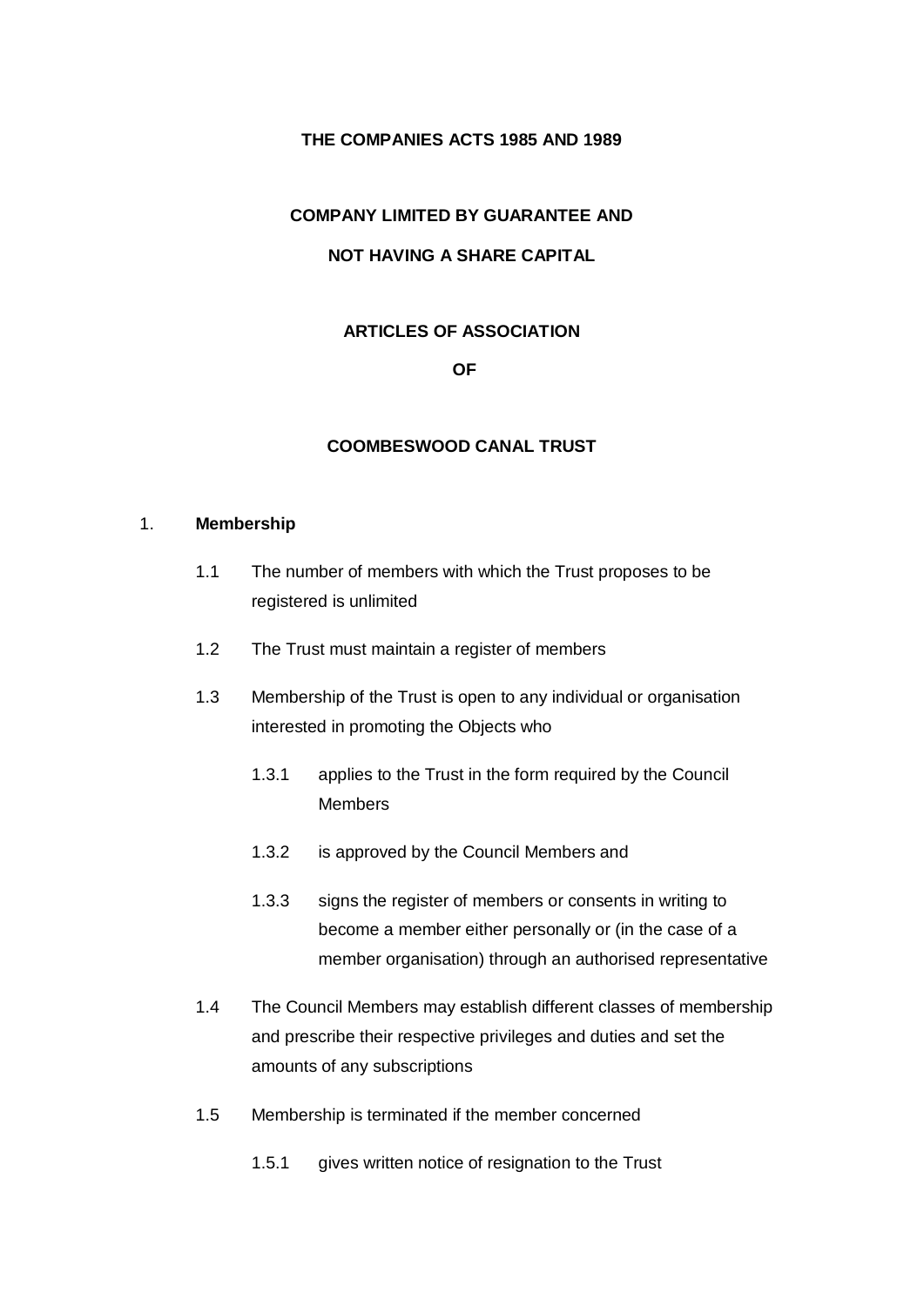**THE COMPANIES ACTS 1985 AND 1989**

**COMPANY LIMITED BY GUARANTEE AND**

**NOT HAVING A SHARE CAPITAL**

**ARTICLES OF ASSOCIATION**

**OF**

**COOMBESWOOD CANAL TRUST**

1. **Membership**

   1.1 The number of members with which the Trust proposes to be registered is unlimited

   1.2 The Trust must maintain a register of members

   1.3 Membership of the Trust is open to any individual or organisation interested in promoting the Objects who

      1.3.1 applies to the Trust in the form required by the Council Members

      1.3.2 is approved by the Council Members and

      1.3.3 signs the register of members or consents in writing to become a member either personally or (in the case of a member organisation) through an authorised representative

   1.4 The Council Members may establish different classes of membership and prescribe their respective privileges and duties and set the amounts of any subscriptions

   1.5 Membership is terminated if the member concerned

      1.5.1 gives written notice of resignation to the Trust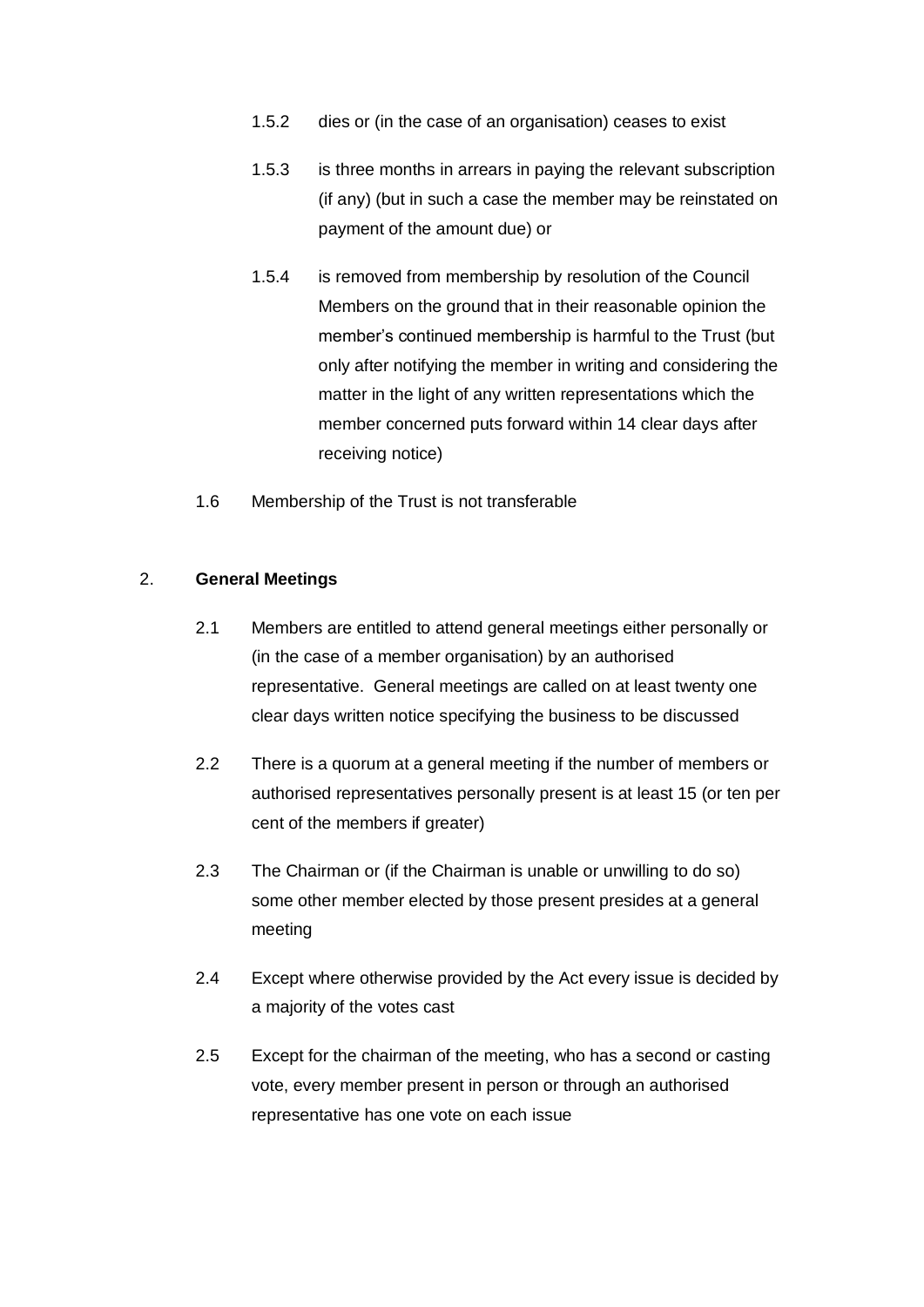1.5.2 dies or (in the case of an organisation) ceases to exist

1.5.3 is three months in arrears in paying the relevant subscription (if any) (but in such a case the member may be reinstated on payment of the amount due) or

1.5.4 is removed from membership by resolution of the Council Members on the ground that in their reasonable opinion the member's continued membership is harmful to the Trust (but only after notifying the member in writing and considering the matter in the light of any written representations which the member concerned puts forward within 14 clear days after receiving notice)

1.6 Membership of the Trust is not transferable

## 2. **General Meetings**

2.1 Members are entitled to attend general meetings either personally or (in the case of a member organisation) by an authorised representative. General meetings are called on at least twenty one clear days written notice specifying the business to be discussed

2.2 There is a quorum at a general meeting if the number of members or authorised representatives personally present is at least 15 (or ten per cent of the members if greater)

2.3 The Chairman or (if the Chairman is unable or unwilling to do so) some other member elected by those present presides at a general meeting

2.4 Except where otherwise provided by the Act every issue is decided by a majority of the votes cast

2.5 Except for the chairman of the meeting, who has a second or casting vote, every member present in person or through an authorised representative has one vote on each issue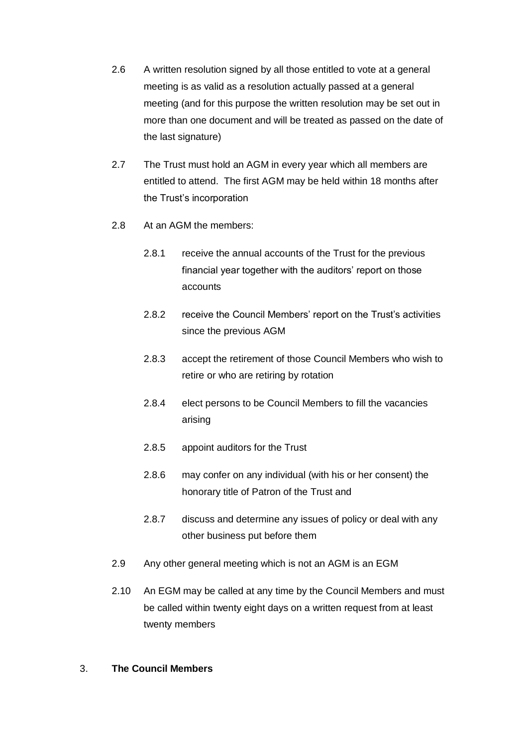2.6 A written resolution signed by all those entitled to vote at a general meeting is as valid as a resolution actually passed at a general meeting (and for this purpose the written resolution may be set out in more than one document and will be treated as passed on the date of the last signature)

2.7 The Trust must hold an AGM in every year which all members are entitled to attend. The first AGM may be held within 18 months after the Trust's incorporation

2.8 At an AGM the members:

 2.8.1 receive the annual accounts of the Trust for the previous financial year together with the auditors' report on those accounts

 2.8.2 receive the Council Members' report on the Trust's activities since the previous AGM

 2.8.3 accept the retirement of those Council Members who wish to retire or who are retiring by rotation

 2.8.4 elect persons to be Council Members to fill the vacancies arising

 2.8.5 appoint auditors for the Trust

 2.8.6 may confer on any individual (with his or her consent) the honorary title of Patron of the Trust and

 2.8.7 discuss and determine any issues of policy or deal with any other business put before them

2.9 Any other general meeting which is not an AGM is an EGM

2.10 An EGM may be called at any time by the Council Members and must be called within twenty eight days on a written request from at least twenty members

## 3. **The Council Members**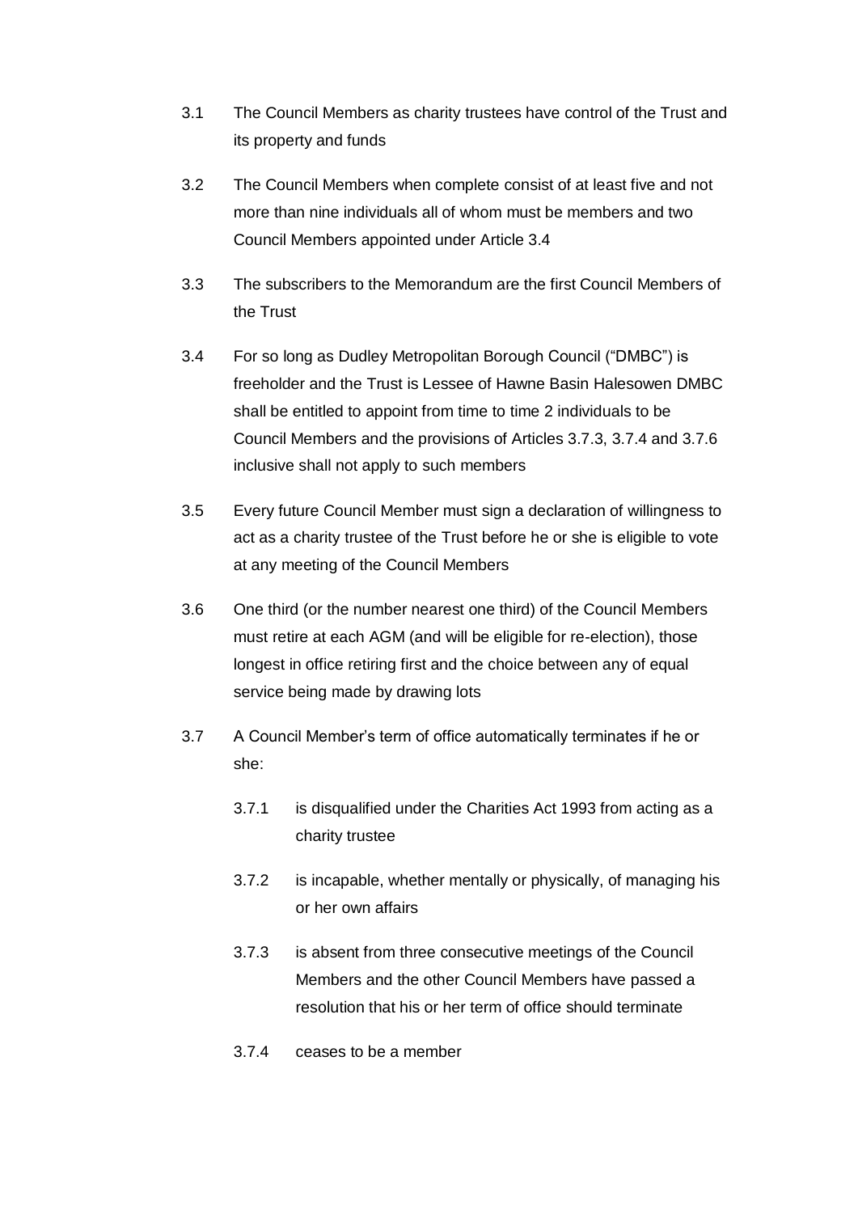3.1 The Council Members as charity trustees have control of the Trust and its property and funds

3.2 The Council Members when complete consist of at least five and not more than nine individuals all of whom must be members and two Council Members appointed under Article 3.4

3.3 The subscribers to the Memorandum are the first Council Members of the Trust

3.4 For so long as Dudley Metropolitan Borough Council ("DMBC") is freeholder and the Trust is Lessee of Hawne Basin Halesowen DMBC shall be entitled to appoint from time to time 2 individuals to be Council Members and the provisions of Articles 3.7.3, 3.7.4 and 3.7.6 inclusive shall not apply to such members

3.5 Every future Council Member must sign a declaration of willingness to act as a charity trustee of the Trust before he or she is eligible to vote at any meeting of the Council Members

3.6 One third (or the number nearest one third) of the Council Members must retire at each AGM (and will be eligible for re-election), those longest in office retiring first and the choice between any of equal service being made by drawing lots

3.7 A Council Member's term of office automatically terminates if he or she:

- 3.7.1 is disqualified under the Charities Act 1993 from acting as a charity trustee
- 3.7.2 is incapable, whether mentally or physically, of managing his or her own affairs
- 3.7.3 is absent from three consecutive meetings of the Council Members and the other Council Members have passed a resolution that his or her term of office should terminate
- 3.7.4 ceases to be a member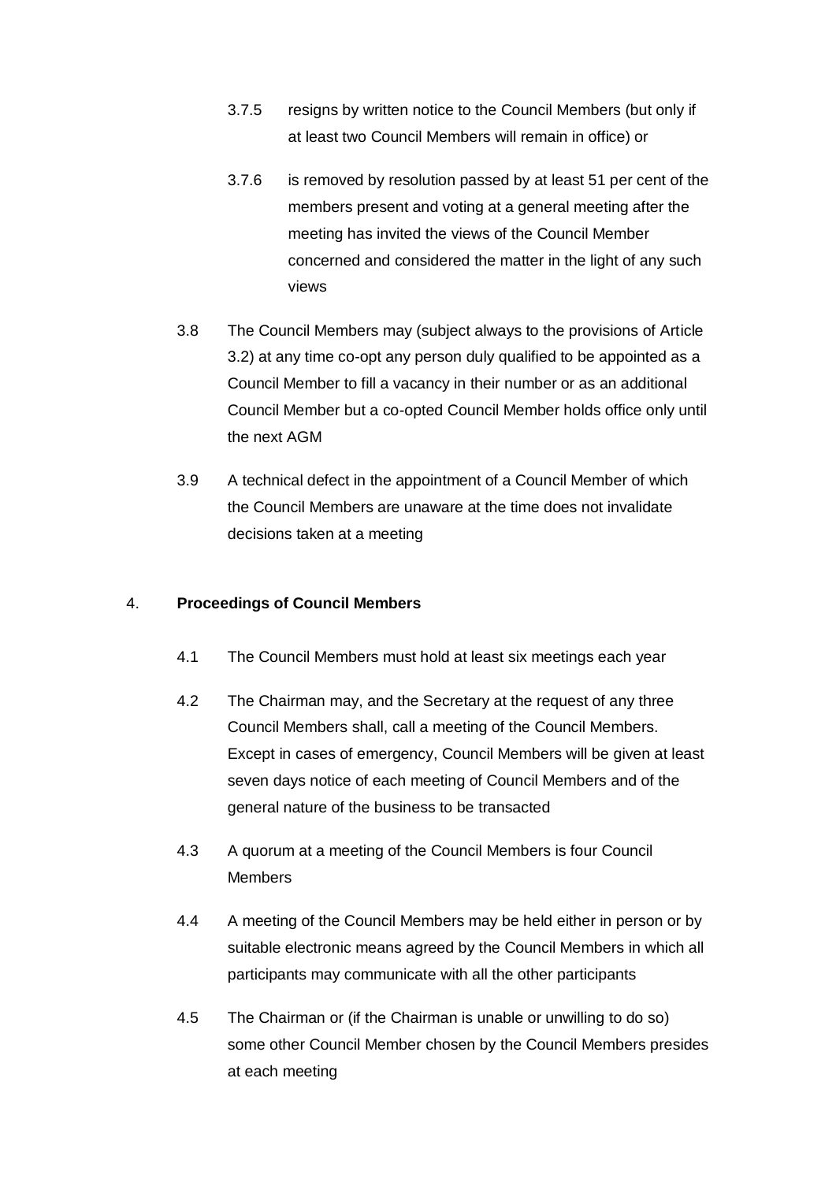3.7.5 resigns by written notice to the Council Members (but only if at least two Council Members will remain in office) or

3.7.6 is removed by resolution passed by at least 51 per cent of the members present and voting at a general meeting after the meeting has invited the views of the Council Member concerned and considered the matter in the light of any such views

3.8 The Council Members may (subject always to the provisions of Article 3.2) at any time co-opt any person duly qualified to be appointed as a Council Member to fill a vacancy in their number or as an additional Council Member but a co-opted Council Member holds office only until the next AGM

3.9 A technical defect in the appointment of a Council Member of which the Council Members are unaware at the time does not invalidate decisions taken at a meeting

4. **Proceedings of Council Members**

4.1 The Council Members must hold at least six meetings each year

4.2 The Chairman may, and the Secretary at the request of any three Council Members shall, call a meeting of the Council Members. Except in cases of emergency, Council Members will be given at least seven days notice of each meeting of Council Members and of the general nature of the business to be transacted

4.3 A quorum at a meeting of the Council Members is four Council Members

4.4 A meeting of the Council Members may be held either in person or by suitable electronic means agreed by the Council Members in which all participants may communicate with all the other participants

4.5 The Chairman or (if the Chairman is unable or unwilling to do so) some other Council Member chosen by the Council Members presides at each meeting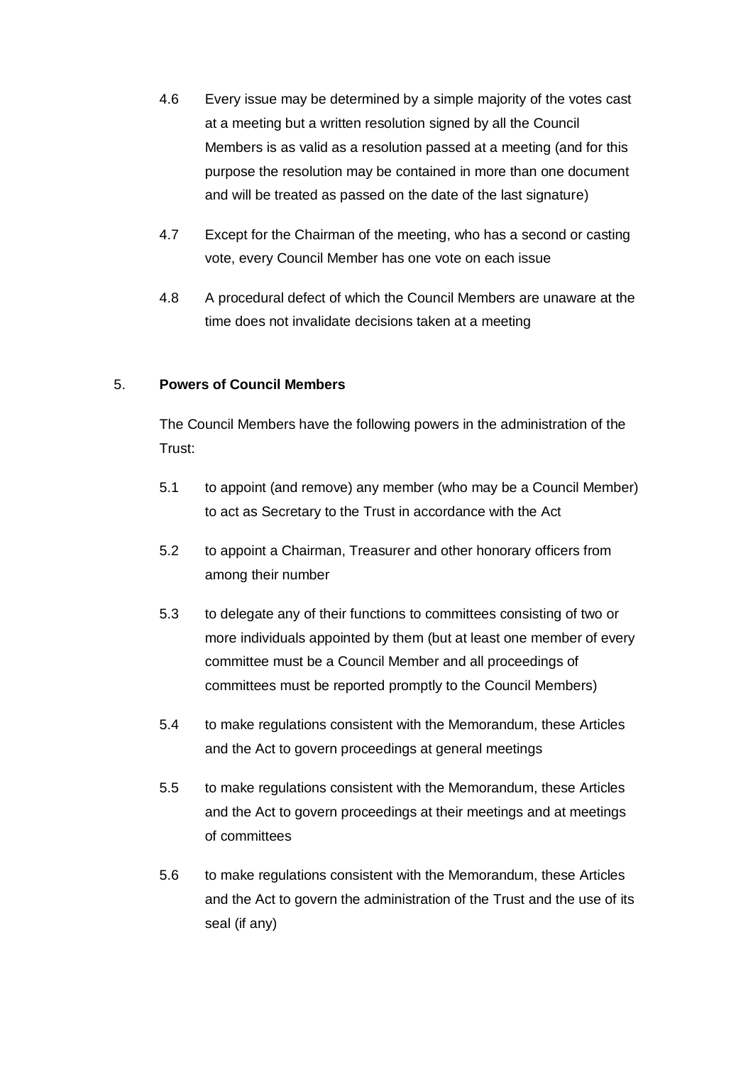4.6 Every issue may be determined by a simple majority of the votes cast at a meeting but a written resolution signed by all the Council Members is as valid as a resolution passed at a meeting (and for this purpose the resolution may be contained in more than one document and will be treated as passed on the date of the last signature)

4.7 Except for the Chairman of the meeting, who has a second or casting vote, every Council Member has one vote on each issue

4.8 A procedural defect of which the Council Members are unaware at the time does not invalidate decisions taken at a meeting

5. **Powers of Council Members**

The Council Members have the following powers in the administration of the Trust:

5.1 to appoint (and remove) any member (who may be a Council Member) to act as Secretary to the Trust in accordance with the Act

5.2 to appoint a Chairman, Treasurer and other honorary officers from among their number

5.3 to delegate any of their functions to committees consisting of two or more individuals appointed by them (but at least one member of every committee must be a Council Member and all proceedings of committees must be reported promptly to the Council Members)

5.4 to make regulations consistent with the Memorandum, these Articles and the Act to govern proceedings at general meetings

5.5 to make regulations consistent with the Memorandum, these Articles and the Act to govern proceedings at their meetings and at meetings of committees

5.6 to make regulations consistent with the Memorandum, these Articles and the Act to govern the administration of the Trust and the use of its seal (if any)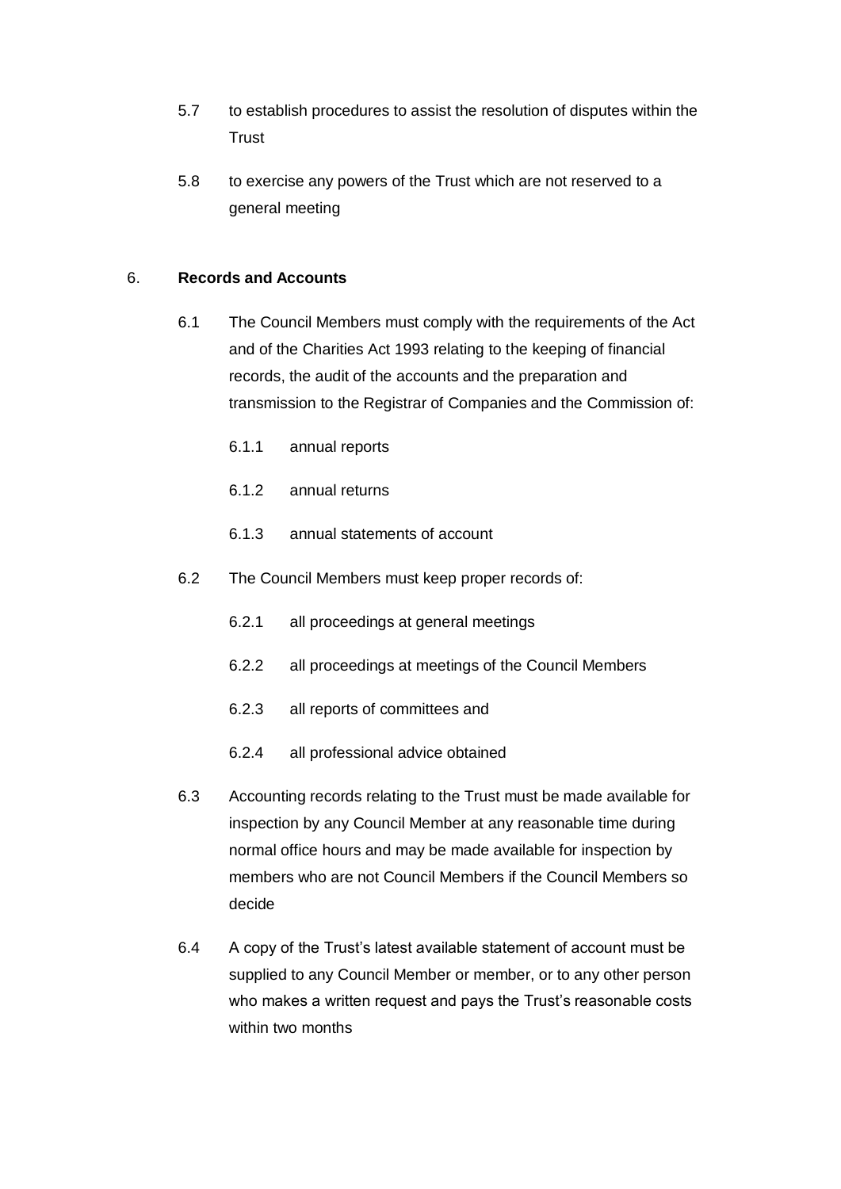5.7 to establish procedures to assist the resolution of disputes within the Trust

5.8 to exercise any powers of the Trust which are not reserved to a general meeting

6. **Records and Accounts**

6.1 The Council Members must comply with the requirements of the Act and of the Charities Act 1993 relating to the keeping of financial records, the audit of the accounts and the preparation and transmission to the Registrar of Companies and the Commission of:

6.1.1 annual reports

6.1.2 annual returns

6.1.3 annual statements of account

6.2 The Council Members must keep proper records of:

6.2.1 all proceedings at general meetings

6.2.2 all proceedings at meetings of the Council Members

6.2.3 all reports of committees and

6.2.4 all professional advice obtained

6.3 Accounting records relating to the Trust must be made available for inspection by any Council Member at any reasonable time during normal office hours and may be made available for inspection by members who are not Council Members if the Council Members so decide

6.4 A copy of the Trust's latest available statement of account must be supplied to any Council Member or member, or to any other person who makes a written request and pays the Trust's reasonable costs within two months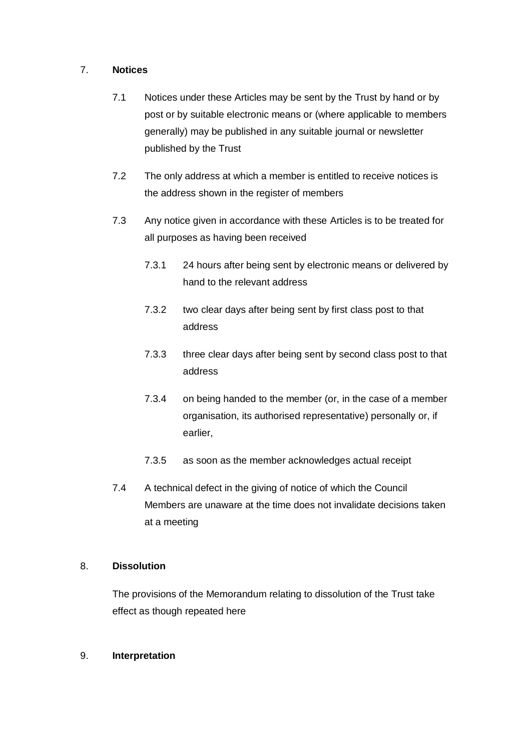## 7. **Notices**

7.1 Notices under these Articles may be sent by the Trust by hand or by post or by suitable electronic means or (where applicable to members generally) may be published in any suitable journal or newsletter published by the Trust

7.2 The only address at which a member is entitled to receive notices is the address shown in the register of members

7.3 Any notice given in accordance with these Articles is to be treated for all purposes as having been received

7.3.1 24 hours after being sent by electronic means or delivered by hand to the relevant address

7.3.2 two clear days after being sent by first class post to that address

7.3.3 three clear days after being sent by second class post to that address

7.3.4 on being handed to the member (or, in the case of a member organisation, its authorised representative) personally or, if earlier,

7.3.5 as soon as the member acknowledges actual receipt

7.4 A technical defect in the giving of notice of which the Council Members are unaware at the time does not invalidate decisions taken at a meeting

## 8. **Dissolution**

The provisions of the Memorandum relating to dissolution of the Trust take effect as though repeated here

## 9. **Interpretation**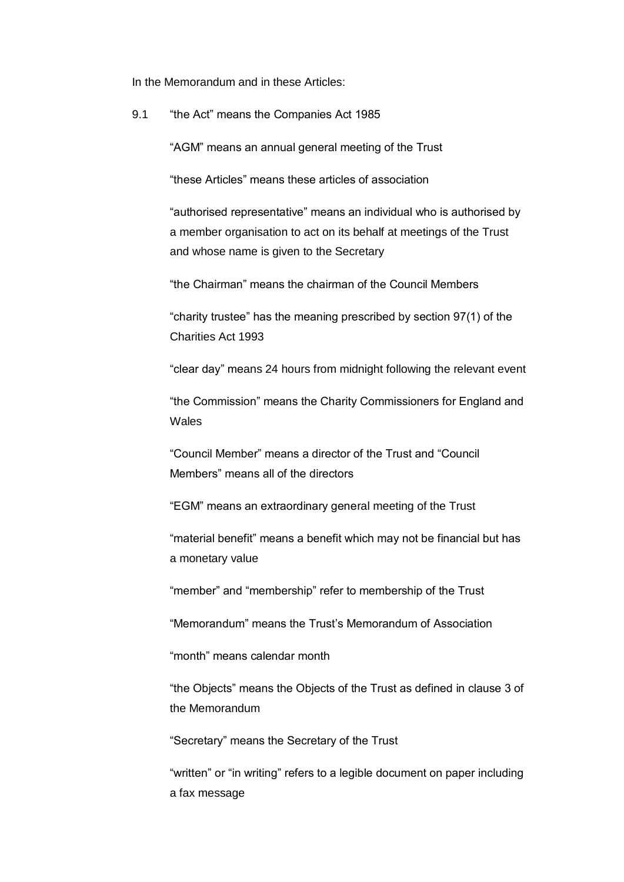In the Memorandum and in these Articles:

9.1 "the Act" means the Companies Act 1985

"AGM" means an annual general meeting of the Trust

"these Articles" means these articles of association

"authorised representative" means an individual who is authorised by a member organisation to act on its behalf at meetings of the Trust and whose name is given to the Secretary

"the Chairman" means the chairman of the Council Members

"charity trustee" has the meaning prescribed by section 97(1) of the Charities Act 1993

"clear day" means 24 hours from midnight following the relevant event

"the Commission" means the Charity Commissioners for England and Wales

"Council Member" means a director of the Trust and "Council Members" means all of the directors

"EGM" means an extraordinary general meeting of the Trust

"material benefit" means a benefit which may not be financial but has a monetary value

"member" and "membership" refer to membership of the Trust

"Memorandum" means the Trust's Memorandum of Association

"month" means calendar month

"the Objects" means the Objects of the Trust as defined in clause 3 of the Memorandum

"Secretary" means the Secretary of the Trust

"written" or "in writing" refers to a legible document on paper including a fax message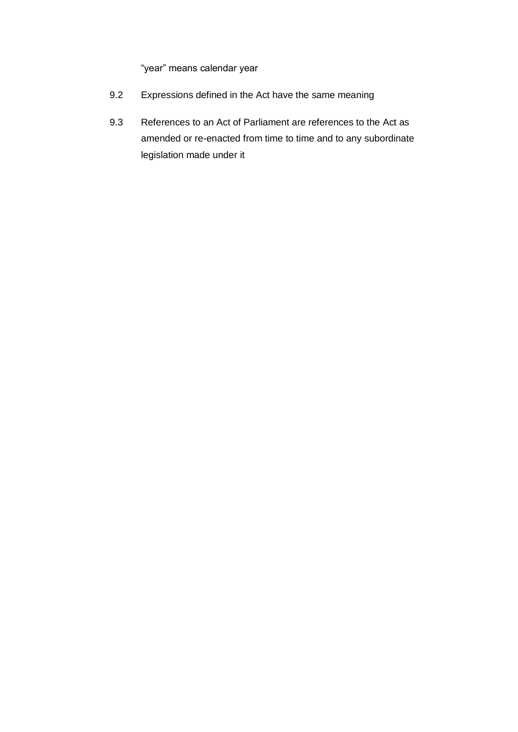"year" means calendar year

9.2 Expressions defined in the Act have the same meaning

9.3 References to an Act of Parliament are references to the Act as amended or re-enacted from time to time and to any subordinate legislation made under it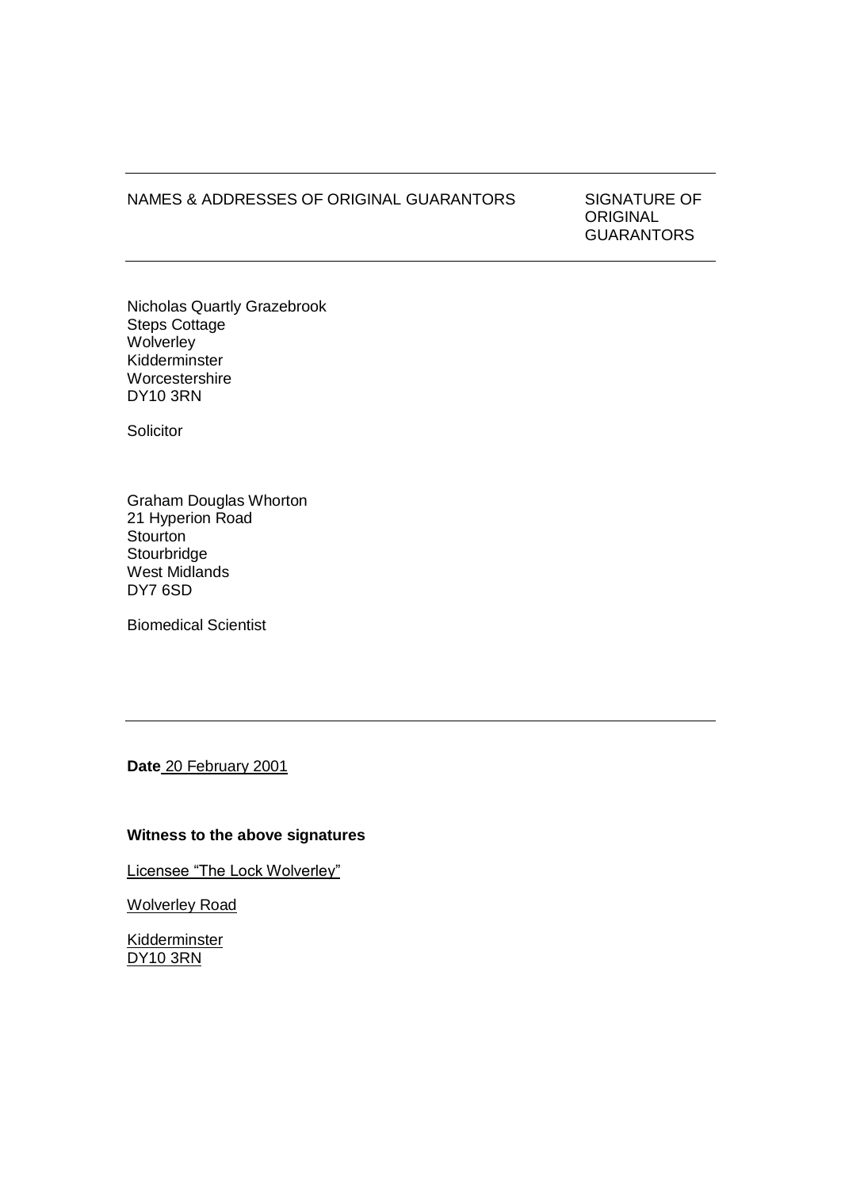| NAMES & ADDRESSES OF ORIGINAL GUARANTORS | SIGNATURE OF ORIGINAL GUARANTORS |
| --- | --- |
| Nicholas Quartly Grazebrook<br>Steps Cottage<br>Wolverley<br>Kidderminster<br>Worcestershire<br>DY10 3RN<br><br>Solicitor | |
| Graham Douglas Whorton<br>21 Hyperion Road<br>Stourton<br>Stourbridge<br>West Midlands<br>DY7 6SD<br><br>Biomedical Scientist | |

**Date** 20 February 2001

**Witness to the above signatures**

Licensee "The Lock Wolverley"

Wolverley Road

Kidderminster
DY10 3RN